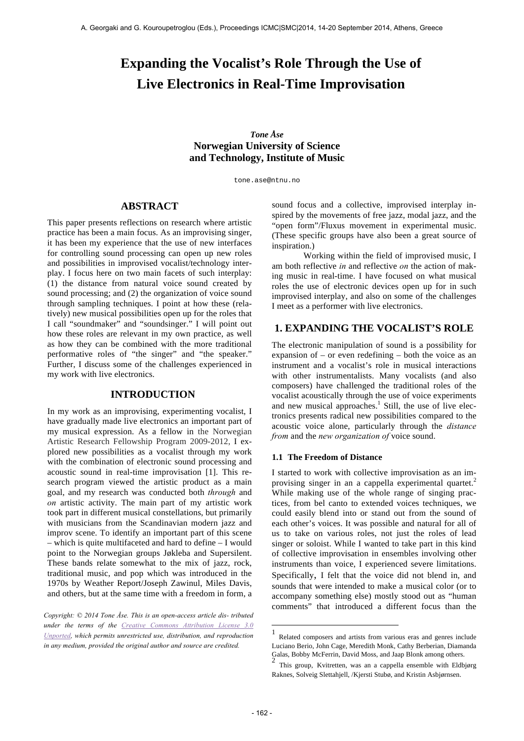# Expanding the Vocalist's Role Through the Use of Live Electronics in Real-Time Improvisation

***Tone Åse***
**Norwegian University of Science and Technology, Institute of Music**

tone.ase@ntnu.no

## ABSTRACT

This paper presents reflections on research where artistic practice has been a main focus. As an improvising singer, it has been my experience that the use of new interfaces for controlling sound processing can open up new roles and possibilities in improvised vocalist/technology interplay. I focus here on two main facets of such interplay: (1) the distance from natural voice sound created by sound processing; and (2) the organization of voice sound through sampling techniques. I point at how these (relatively) new musical possibilities open up for the roles that I call "soundmaker" and "soundsinger." I will point out how these roles are relevant in my own practice, as well as how they can be combined with the more traditional performative roles of "the singer" and "the speaker." Further, I discuss some of the challenges experienced in my work with live electronics.

## INTRODUCTION

In my work as an improvising, experimenting vocalist, I have gradually made live electronics an important part of my musical expression. As a fellow in the Norwegian Artistic Research Fellowship Program 2009-2012, I explored new possibilities as a vocalist through my work with the combination of electronic sound processing and acoustic sound in real-time improvisation [1]. This research program viewed the artistic product as a main goal, and my research was conducted both *through* and *on* artistic activity. The main part of my artistic work took part in different musical constellations, but primarily with musicians from the Scandinavian modern jazz and improv scene. To identify an important part of this scene – which is quite multifaceted and hard to define – I would point to the Norwegian groups Jøkleba and Supersilent. These bands relate somewhat to the mix of jazz, rock, traditional music, and pop which was introduced in the 1970s by Weather Report/Joseph Zawinul, Miles Davis, and others, but at the same time with a freedom in form, a sound focus and a collective, improvised interplay inspired by the movements of free jazz, modal jazz, and the "open form"/Fluxus movement in experimental music. (These specific groups have also been a great source of inspiration.)

Working within the field of improvised music, I am both reflective *in* and reflective *on* the action of making music in real-time. I have focused on what musical roles the use of electronic devices open up for in such improvised interplay, and also on some of the challenges I meet as a performer with live electronics.

*Copyright: © 2014 Tone Åse. This is an open-access article dis- tributed under the terms of the Creative Commons Attribution License 3.0 Unported, which permits unrestricted use, distribution, and reproduction in any medium, provided the original author and source are credited.*

## 1. EXPANDING THE VOCALIST'S ROLE

The electronic manipulation of sound is a possibility for expansion of – or even redefining – both the voice as an instrument and a vocalist's role in musical interactions with other instrumentalists. Many vocalists (and also composers) have challenged the traditional roles of the vocalist acoustically through the use of voice experiments and new musical approaches.[1] Still, the use of live electronics presents radical new possibilities compared to the acoustic voice alone, particularly through the *distance from* and the *new organization of* voice sound.

### 1.1 The Freedom of Distance

I started to work with collective improvisation as an improvising singer in an a cappella experimental quartet.[2] While making use of the whole range of singing practices, from bel canto to extended voices techniques, we could easily blend into or stand out from the sound of each other's voices. It was possible and natural for all of us to take on various roles, not just the roles of lead singer or soloist. While I wanted to take part in this kind of collective improvisation in ensembles involving other instruments than voice, I experienced severe limitations. Specifically, I felt that the voice did not blend in, and sounds that were intended to make a musical color (or to accompany something else) mostly stood out as "human comments" that introduced a different focus than the

[1] Related composers and artists from various eras and genres include Luciano Berio, John Cage, Meredith Monk, Cathy Berberian, Diamanda Galas, Bobby McFerrin, David Moss, and Jaap Blonk among others.

[2] This group, Kvitretten, was an a cappella ensemble with Eldbjørg Raknes, Solveig Slettahjell, /Kjersti Stubø, and Kristin Asbjørnsen.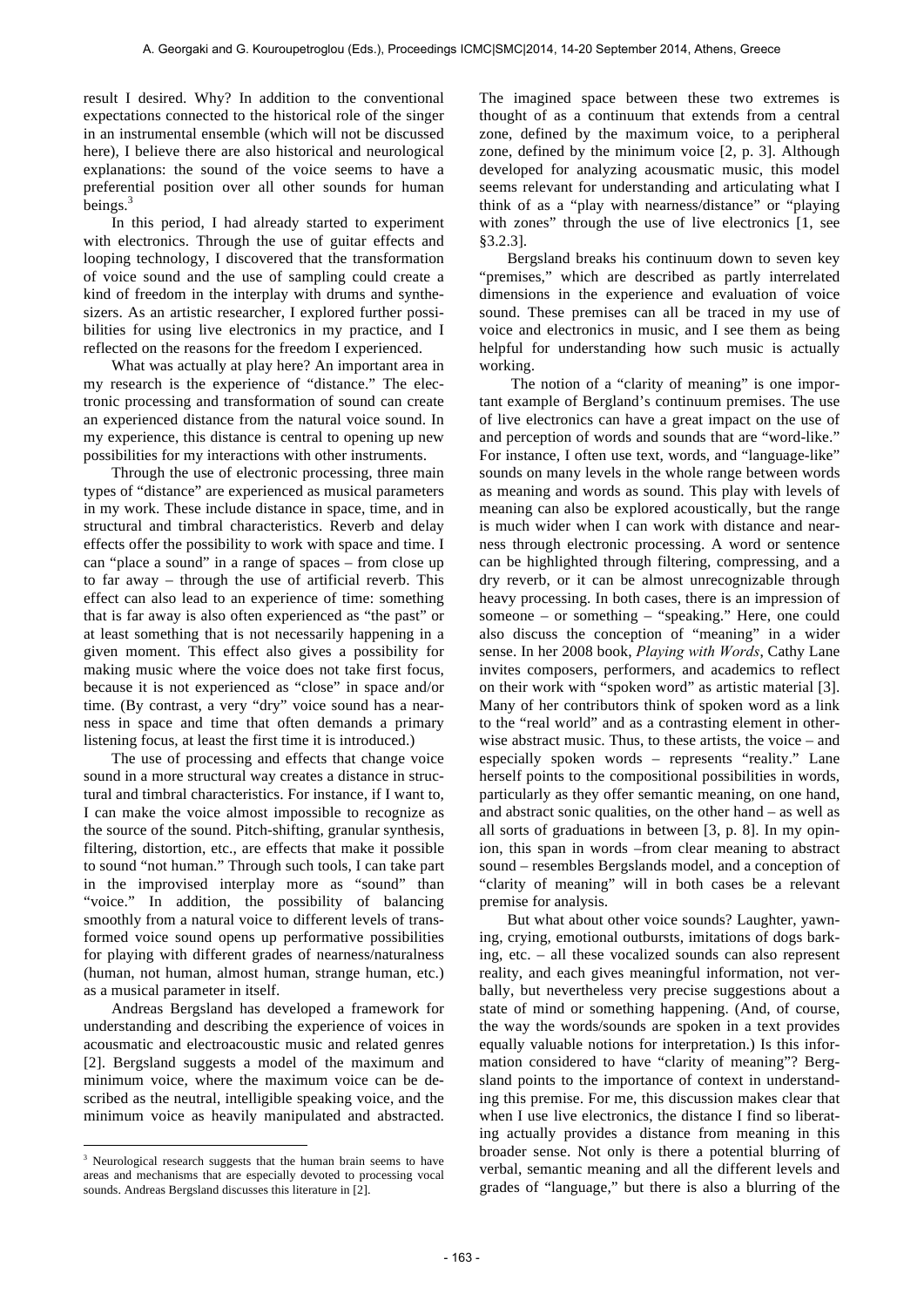result I desired. Why? In addition to the conventional expectations connected to the historical role of the singer in an instrumental ensemble (which will not be discussed here), I believe there are also historical and neurological explanations: the sound of the voice seems to have a preferential position over all other sounds for human beings.[3]

In this period, I had already started to experiment with electronics. Through the use of guitar effects and looping technology, I discovered that the transformation of voice sound and the use of sampling could create a kind of freedom in the interplay with drums and synthesizers. As an artistic researcher, I explored further possibilities for using live electronics in my practice, and I reflected on the reasons for the freedom I experienced.

What was actually at play here? An important area in my research is the experience of "distance." The electronic processing and transformation of sound can create an experienced distance from the natural voice sound. In my experience, this distance is central to opening up new possibilities for my interactions with other instruments.

Through the use of electronic processing, three main types of "distance" are experienced as musical parameters in my work. These include distance in space, time, and in structural and timbral characteristics. Reverb and delay effects offer the possibility to work with space and time. I can "place a sound" in a range of spaces – from close up to far away – through the use of artificial reverb. This effect can also lead to an experience of time: something that is far away is also often experienced as "the past" or at least something that is not necessarily happening in a given moment. This effect also gives a possibility for making music where the voice does not take first focus, because it is not experienced as "close" in space and/or time. (By contrast, a very "dry" voice sound has a nearness in space and time that often demands a primary listening focus, at least the first time it is introduced.)

The use of processing and effects that change voice sound in a more structural way creates a distance in structural and timbral characteristics. For instance, if I want to, I can make the voice almost impossible to recognize as the source of the sound. Pitch-shifting, granular synthesis, filtering, distortion, etc., are effects that make it possible to sound "not human." Through such tools, I can take part in the improvised interplay more as "sound" than "voice." In addition, the possibility of balancing smoothly from a natural voice to different levels of transformed voice sound opens up performative possibilities for playing with different grades of nearness/naturalness (human, not human, almost human, strange human, etc.) as a musical parameter in itself.

Andreas Bergsland has developed a framework for understanding and describing the experience of voices in acousmatic and electroacoustic music and related genres [2]. Bergsland suggests a model of the maximum and minimum voice, where the maximum voice can be described as the neutral, intelligible speaking voice, and the minimum voice as heavily manipulated and abstracted. The imagined space between these two extremes is thought of as a continuum that extends from a central zone, defined by the maximum voice, to a peripheral zone, defined by the minimum voice [2, p. 3]. Although developed for analyzing acousmatic music, this model seems relevant for understanding and articulating what I think of as a "play with nearness/distance" or "playing with zones" through the use of live electronics [1, see §3.2.3].

Bergsland breaks his continuum down to seven key "premises," which are described as partly interrelated dimensions in the experience and evaluation of voice sound. These premises can all be traced in my use of voice and electronics in music, and I see them as being helpful for understanding how such music is actually working.

The notion of a "clarity of meaning" is one important example of Bergland's continuum premises. The use of live electronics can have a great impact on the use of and perception of words and sounds that are "word-like." For instance, I often use text, words, and "language-like" sounds on many levels in the whole range between words as meaning and words as sound. This play with levels of meaning can also be explored acoustically, but the range is much wider when I can work with distance and nearness through electronic processing. A word or sentence can be highlighted through filtering, compressing, and a dry reverb, or it can be almost unrecognizable through heavy processing. In both cases, there is an impression of someone – or something – "speaking." Here, one could also discuss the conception of "meaning" in a wider sense. In her 2008 book, *Playing with Words*, Cathy Lane invites composers, performers, and academics to reflect on their work with "spoken word" as artistic material [3]. Many of her contributors think of spoken word as a link to the "real world" and as a contrasting element in otherwise abstract music. Thus, to these artists, the voice – and especially spoken words – represents "reality." Lane herself points to the compositional possibilities in words, particularly as they offer semantic meaning, on one hand, and abstract sonic qualities, on the other hand – as well as all sorts of graduations in between [3, p. 8]. In my opinion, this span in words –from clear meaning to abstract sound – resembles Bergslands model, and a conception of "clarity of meaning" will in both cases be a relevant premise for analysis.

But what about other voice sounds? Laughter, yawning, crying, emotional outbursts, imitations of dogs barking, etc. – all these vocalized sounds can also represent reality, and each gives meaningful information, not verbally, but nevertheless very precise suggestions about a state of mind or something happening. (And, of course, the way the words/sounds are spoken in a text provides equally valuable notions for interpretation.) Is this information considered to have "clarity of meaning"? Bergsland points to the importance of context in understanding this premise. For me, this discussion makes clear that when I use live electronics, the distance I find so liberating actually provides a distance from meaning in this broader sense. Not only is there a potential blurring of verbal, semantic meaning and all the different levels and grades of "language," but there is also a blurring of the

---

[3] Neurological research suggests that the human brain seems to have areas and mechanisms that are especially devoted to processing vocal sounds. Andreas Bergsland discusses this literature in [2].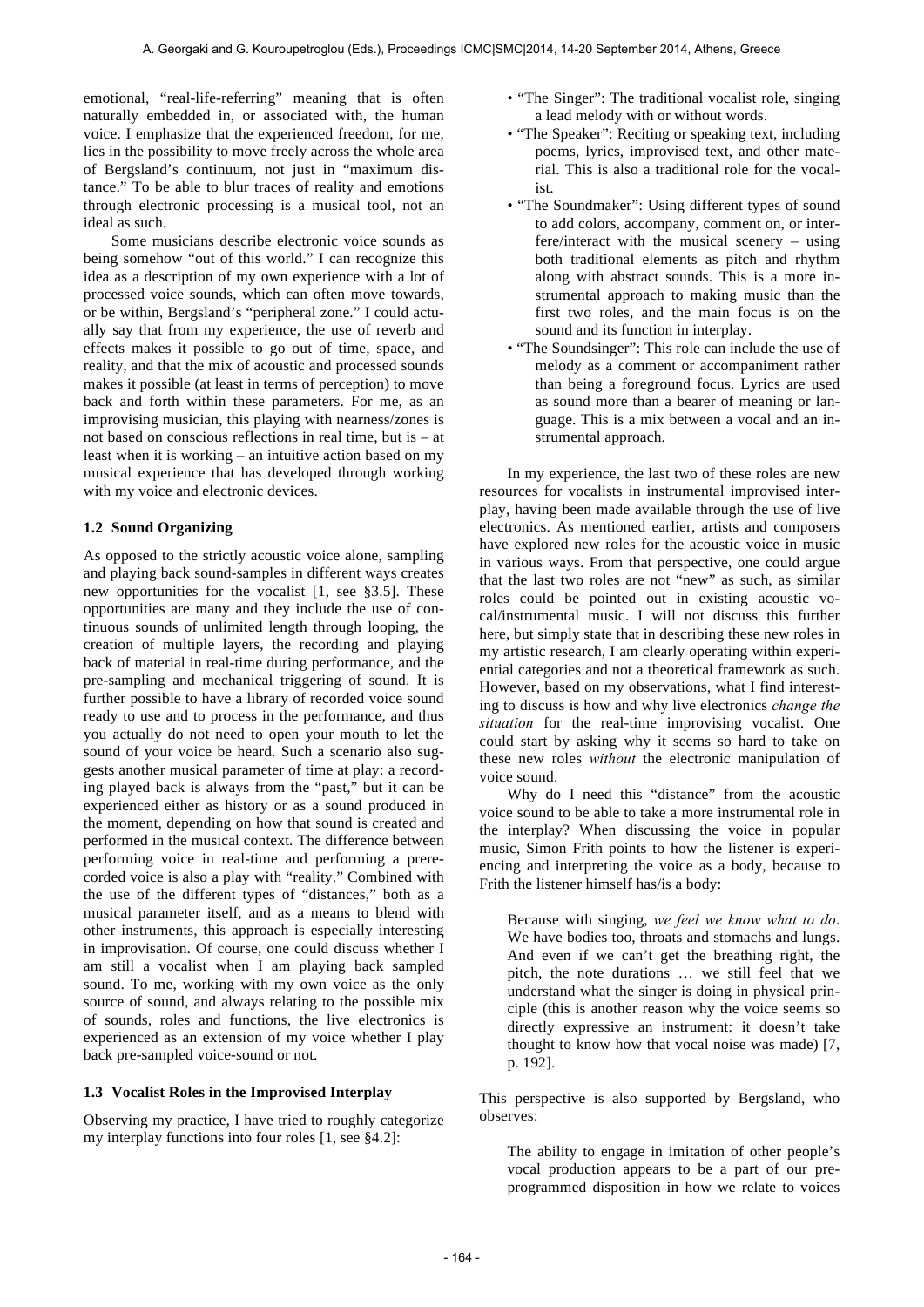emotional, "real-life-referring" meaning that is often naturally embedded in, or associated with, the human voice. I emphasize that the experienced freedom, for me, lies in the possibility to move freely across the whole area of Bergsland's continuum, not just in "maximum distance." To be able to blur traces of reality and emotions through electronic processing is a musical tool, not an ideal as such.

Some musicians describe electronic voice sounds as being somehow "out of this world." I can recognize this idea as a description of my own experience with a lot of processed voice sounds, which can often move towards, or be within, Bergsland's "peripheral zone." I could actually say that from my experience, the use of reverb and effects makes it possible to go out of time, space, and reality, and that the mix of acoustic and processed sounds makes it possible (at least in terms of perception) to move back and forth within these parameters. For me, as an improvising musician, this playing with nearness/zones is not based on conscious reflections in real time, but is – at least when it is working – an intuitive action based on my musical experience that has developed through working with my voice and electronic devices.

### 1.2 Sound Organizing

As opposed to the strictly acoustic voice alone, sampling and playing back sound-samples in different ways creates new opportunities for the vocalist [1, see §3.5]. These opportunities are many and they include the use of continuous sounds of unlimited length through looping, the creation of multiple layers, the recording and playing back of material in real-time during performance, and the pre-sampling and mechanical triggering of sound. It is further possible to have a library of recorded voice sound ready to use and to process in the performance, and thus you actually do not need to open your mouth to let the sound of your voice be heard. Such a scenario also suggests another musical parameter of time at play: a recording played back is always from the "past," but it can be experienced either as history or as a sound produced in the moment, depending on how that sound is created and performed in the musical context. The difference between performing voice in real-time and performing a prerecorded voice is also a play with "reality." Combined with the use of the different types of "distances," both as a musical parameter itself, and as a means to blend with other instruments, this approach is especially interesting in improvisation. Of course, one could discuss whether I am still a vocalist when I am playing back sampled sound. To me, working with my own voice as the only source of sound, and always relating to the possible mix of sounds, roles and functions, the live electronics is experienced as an extension of my voice whether I play back pre-sampled voice-sound or not.

### 1.3 Vocalist Roles in the Improvised Interplay

Observing my practice, I have tried to roughly categorize my interplay functions into four roles [1, see §4.2]:

- "The Singer": The traditional vocalist role, singing a lead melody with or without words.
- "The Speaker": Reciting or speaking text, including poems, lyrics, improvised text, and other material. This is also a traditional role for the vocalist.
- "The Soundmaker": Using different types of sound to add colors, accompany, comment on, or interfere/interact with the musical scenery – using both traditional elements as pitch and rhythm along with abstract sounds. This is a more instrumental approach to making music than the first two roles, and the main focus is on the sound and its function in interplay.
- "The Soundsinger": This role can include the use of melody as a comment or accompaniment rather than being a foreground focus. Lyrics are used as sound more than a bearer of meaning or language. This is a mix between a vocal and an instrumental approach.

In my experience, the last two of these roles are new resources for vocalists in instrumental improvised interplay, having been made available through the use of live electronics. As mentioned earlier, artists and composers have explored new roles for the acoustic voice in music in various ways. From that perspective, one could argue that the last two roles are not "new" as such, as similar roles could be pointed out in existing acoustic vocal/instrumental music. I will not discuss this further here, but simply state that in describing these new roles in my artistic research, I am clearly operating within experiential categories and not a theoretical framework as such. However, based on my observations, what I find interesting to discuss is how and why live electronics *change the situation* for the real-time improvising vocalist. One could start by asking why it seems so hard to take on these new roles *without* the electronic manipulation of voice sound.

Why do I need this "distance" from the acoustic voice sound to be able to take a more instrumental role in the interplay? When discussing the voice in popular music, Simon Frith points to how the listener is experiencing and interpreting the voice as a body, because to Frith the listener himself has/is a body:

> Because with singing, *we feel we know what to do*. We have bodies too, throats and stomachs and lungs. And even if we can't get the breathing right, the pitch, the note durations … we still feel that we understand what the singer is doing in physical principle (this is another reason why the voice seems so directly expressive an instrument: it doesn't take thought to know how that vocal noise was made) [7, p. 192].

This perspective is also supported by Bergsland, who observes:

> The ability to engage in imitation of other people's vocal production appears to be a part of our pre-programmed disposition in how we relate to voices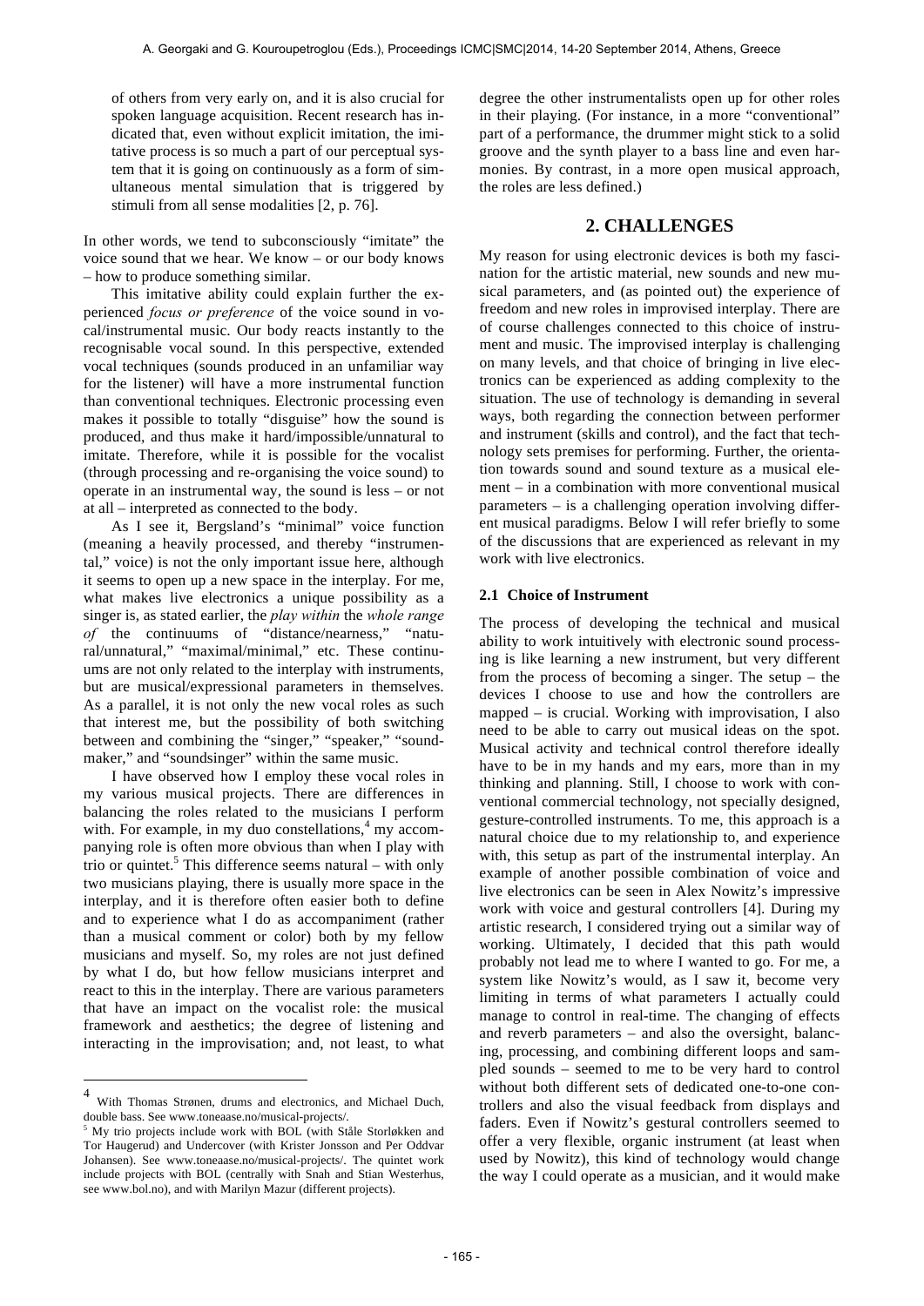of others from very early on, and it is also crucial for spoken language acquisition. Recent research has indicated that, even without explicit imitation, the imitative process is so much a part of our perceptual system that it is going on continuously as a form of simultaneous mental simulation that is triggered by stimuli from all sense modalities [2, p. 76].

In other words, we tend to subconsciously "imitate" the voice sound that we hear. We know – or our body knows – how to produce something similar.

This imitative ability could explain further the experienced *focus or preference* of the voice sound in vocal/instrumental music. Our body reacts instantly to the recognisable vocal sound. In this perspective, extended vocal techniques (sounds produced in an unfamiliar way for the listener) will have a more instrumental function than conventional techniques. Electronic processing even makes it possible to totally "disguise" how the sound is produced, and thus make it hard/impossible/unnatural to imitate. Therefore, while it is possible for the vocalist (through processing and re-organising the voice sound) to operate in an instrumental way, the sound is less – or not at all – interpreted as connected to the body.

As I see it, Bergsland's "minimal" voice function (meaning a heavily processed, and thereby "instrumental," voice) is not the only important issue here, although it seems to open up a new space in the interplay. For me, what makes live electronics a unique possibility as a singer is, as stated earlier, the *play within* the *whole range of* the continuums of "distance/nearness," "natural/unnatural," "maximal/minimal," etc. These continuums are not only related to the interplay with instruments, but are musical/expressional parameters in themselves. As a parallel, it is not only the new vocal roles as such that interest me, but the possibility of both switching between and combining the "singer," "speaker," "soundmaker," and "soundsinger" within the same music.

I have observed how I employ these vocal roles in my various musical projects. There are differences in balancing the roles related to the musicians I perform with. For example, in my duo constellations,[4] my accompanying role is often more obvious than when I play with trio or quintet.[5] This difference seems natural – with only two musicians playing, there is usually more space in the interplay, and it is therefore often easier both to define and to experience what I do as accompaniment (rather than a musical comment or color) both by my fellow musicians and myself. So, my roles are not just defined by what I do, but how fellow musicians interpret and react to this in the interplay. There are various parameters that have an impact on the vocalist role: the musical framework and aesthetics; the degree of listening and interacting in the improvisation; and, not least, to what degree the other instrumentalists open up for other roles in their playing. (For instance, in a more "conventional" part of a performance, the drummer might stick to a solid groove and the synth player to a bass line and even harmonies. By contrast, in a more open musical approach, the roles are less defined.)

## 2. CHALLENGES

My reason for using electronic devices is both my fascination for the artistic material, new sounds and new musical parameters, and (as pointed out) the experience of freedom and new roles in improvised interplay. There are of course challenges connected to this choice of instrument and music. The improvised interplay is challenging on many levels, and that choice of bringing in live electronics can be experienced as adding complexity to the situation. The use of technology is demanding in several ways, both regarding the connection between performer and instrument (skills and control), and the fact that technology sets premises for performing. Further, the orientation towards sound and sound texture as a musical element – in a combination with more conventional musical parameters – is a challenging operation involving different musical paradigms. Below I will refer briefly to some of the discussions that are experienced as relevant in my work with live electronics.

### 2.1 Choice of Instrument

The process of developing the technical and musical ability to work intuitively with electronic sound processing is like learning a new instrument, but very different from the process of becoming a singer. The setup – the devices I choose to use and how the controllers are mapped – is crucial. Working with improvisation, I also need to be able to carry out musical ideas on the spot. Musical activity and technical control therefore ideally have to be in my hands and my ears, more than in my thinking and planning. Still, I choose to work with conventional commercial technology, not specially designed, gesture-controlled instruments. To me, this approach is a natural choice due to my relationship to, and experience with, this setup as part of the instrumental interplay. An example of another possible combination of voice and live electronics can be seen in Alex Nowitz's impressive work with voice and gestural controllers [4]. During my artistic research, I considered trying out a similar way of working. Ultimately, I decided that this path would probably not lead me to where I wanted to go. For me, a system like Nowitz's would, as I saw it, become very limiting in terms of what parameters I actually could manage to control in real-time. The changing of effects and reverb parameters – and also the oversight, balancing, processing, and combining different loops and sampled sounds – seemed to me to be very hard to control without both different sets of dedicated one-to-one controllers and also the visual feedback from displays and faders. Even if Nowitz's gestural controllers seemed to offer a very flexible, organic instrument (at least when used by Nowitz), this kind of technology would change the way I could operate as a musician, and it would make

---

[4] With Thomas Strønen, drums and electronics, and Michael Duch, double bass. See www.toneaase.no/musical-projects/.

[5] My trio projects include work with BOL (with Ståle Storløkken and Tor Haugerud) and Undercover (with Krister Jonsson and Per Oddvar Johansen). See www.toneaase.no/musical-projects/. The quintet work include projects with BOL (centrally with Snah and Stian Westerhus, see www.bol.no), and with Marilyn Mazur (different projects).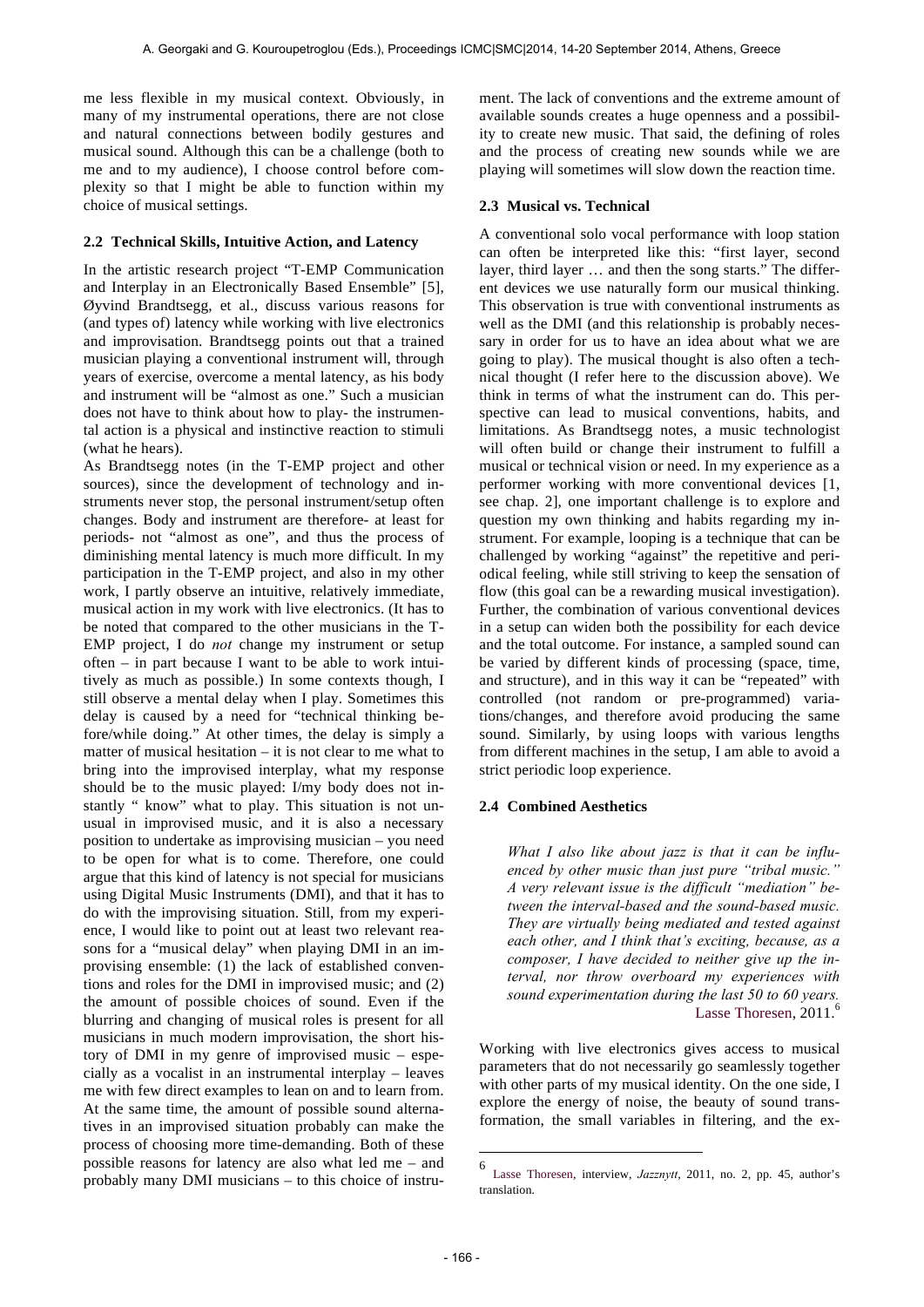me less flexible in my musical context. Obviously, in many of my instrumental operations, there are not close and natural connections between bodily gestures and musical sound. Although this can be a challenge (both to me and to my audience), I choose control before complexity so that I might be able to function within my choice of musical settings.

### 2.2 Technical Skills, Intuitive Action, and Latency

In the artistic research project "T-EMP Communication and Interplay in an Electronically Based Ensemble" [5], Øyvind Brandtsegg, et al., discuss various reasons for (and types of) latency while working with live electronics and improvisation. Brandtsegg points out that a trained musician playing a conventional instrument will, through years of exercise, overcome a mental latency, as his body and instrument will be "almost as one." Such a musician does not have to think about how to play- the instrumental action is a physical and instinctive reaction to stimuli (what he hears).

As Brandtsegg notes (in the T-EMP project and other sources), since the development of technology and instruments never stop, the personal instrument/setup often changes. Body and instrument are therefore- at least for periods- not "almost as one", and thus the process of diminishing mental latency is much more difficult. In my participation in the T-EMP project, and also in my other work, I partly observe an intuitive, relatively immediate, musical action in my work with live electronics. (It has to be noted that compared to the other musicians in the T-EMP project, I do *not* change my instrument or setup often – in part because I want to be able to work intuitively as much as possible.) In some contexts though, I still observe a mental delay when I play. Sometimes this delay is caused by a need for "technical thinking before/while doing." At other times, the delay is simply a matter of musical hesitation – it is not clear to me what to bring into the improvised interplay, what my response should be to the music played: I/my body does not instantly " know" what to play. This situation is not unusual in improvised music, and it is also a necessary position to undertake as improvising musician – you need to be open for what is to come. Therefore, one could argue that this kind of latency is not special for musicians using Digital Music Instruments (DMI), and that it has to do with the improvising situation. Still, from my experience, I would like to point out at least two relevant reasons for a "musical delay" when playing DMI in an improvising ensemble: (1) the lack of established conventions and roles for the DMI in improvised music; and (2) the amount of possible choices of sound. Even if the blurring and changing of musical roles is present for all musicians in much modern improvisation, the short history of DMI in my genre of improvised music – especially as a vocalist in an instrumental interplay – leaves me with few direct examples to lean on and to learn from. At the same time, the amount of possible sound alternatives in an improvised situation probably can make the process of choosing more time-demanding. Both of these possible reasons for latency are also what led me – and probably many DMI musicians – to this choice of instrument. The lack of conventions and the extreme amount of available sounds creates a huge openness and a possibility to create new music. That said, the defining of roles and the process of creating new sounds while we are playing will sometimes will slow down the reaction time.

### 2.3 Musical vs. Technical

A conventional solo vocal performance with loop station can often be interpreted like this: "first layer, second layer, third layer … and then the song starts." The different devices we use naturally form our musical thinking. This observation is true with conventional instruments as well as the DMI (and this relationship is probably necessary in order for us to have an idea about what we are going to play). The musical thought is also often a technical thought (I refer here to the discussion above). We think in terms of what the instrument can do. This perspective can lead to musical conventions, habits, and limitations. As Brandtsegg notes, a music technologist will often build or change their instrument to fulfill a musical or technical vision or need. In my experience as a performer working with more conventional devices [1, see chap. 2], one important challenge is to explore and question my own thinking and habits regarding my instrument. For example, looping is a technique that can be challenged by working "against" the repetitive and periodical feeling, while still striving to keep the sensation of flow (this goal can be a rewarding musical investigation). Further, the combination of various conventional devices in a setup can widen both the possibility for each device and the total outcome. For instance, a sampled sound can be varied by different kinds of processing (space, time, and structure), and in this way it can be "repeated" with controlled (not random or pre-programmed) variations/changes, and therefore avoid producing the same sound. Similarly, by using loops with various lengths from different machines in the setup, I am able to avoid a strict periodic loop experience.

### 2.4 Combined Aesthetics

> *What I also like about jazz is that it can be influenced by other music than just pure "tribal music." A very relevant issue is the difficult "mediation" between the interval-based and the sound-based music. They are virtually being mediated and tested against each other, and I think that's exciting, because, as a composer, I have decided to neither give up the interval, nor throw overboard my experiences with sound experimentation during the last 50 to 60 years.*
> Lasse Thoresen, 2011.[6]

Working with live electronics gives access to musical parameters that do not necessarily go seamlessly together with other parts of my musical identity. On the one side, I explore the energy of noise, the beauty of sound transformation, the small variables in filtering, and the ex-

---

[6] Lasse Thoresen, interview, *Jazznytt*, 2011, no. 2, pp. 45, author's translation.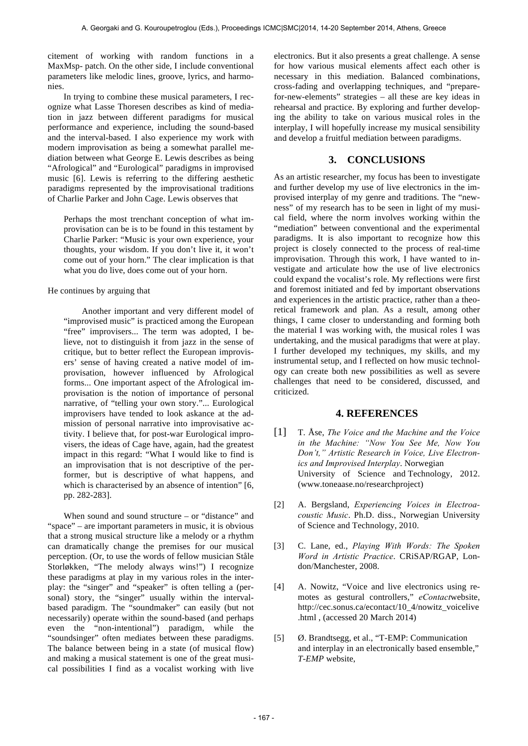citement of working with random functions in a MaxMsp- patch. On the other side, I include conventional parameters like melodic lines, groove, lyrics, and harmonies.

In trying to combine these musical parameters, I recognize what Lasse Thoresen describes as kind of mediation in jazz between different paradigms for musical performance and experience, including the sound-based and the interval-based. I also experience my work with modern improvisation as being a somewhat parallel mediation between what George E. Lewis describes as being "Afrological" and "Eurological" paradigms in improvised music [6]. Lewis is referring to the differing aesthetic paradigms represented by the improvisational traditions of Charlie Parker and John Cage. Lewis observes that

> Perhaps the most trenchant conception of what improvisation can be is to be found in this testament by Charlie Parker: "Music is your own experience, your thoughts, your wisdom. If you don't live it, it won't come out of your horn." The clear implication is that what you do live, does come out of your horn.

He continues by arguing that

> Another important and very different model of "improvised music" is practiced among the European "free" improvisers... The term was adopted, I believe, not to distinguish it from jazz in the sense of critique, but to better reflect the European improvisers' sense of having created a native model of improvisation, however influenced by Afrological forms... One important aspect of the Afrological improvisation is the notion of importance of personal narrative, of "telling your own story."... Eurological improvisers have tended to look askance at the admission of personal narrative into improvisative activity. I believe that, for post-war Eurological improvisers, the ideas of Cage have, again, had the greatest impact in this regard: "What I would like to find is an improvisation that is not descriptive of the performer, but is descriptive of what happens, and which is characterised by an absence of intention" [6, pp. 282-283].

When sound and sound structure – or "distance" and "space" – are important parameters in music, it is obvious that a strong musical structure like a melody or a rhythm can dramatically change the premises for our musical perception. (Or, to use the words of fellow musician Ståle Storløkken, "The melody always wins!") I recognize these paradigms at play in my various roles in the interplay: the "singer" and "speaker" is often telling a (personal) story, the "singer" usually within the interval-based paradigm. The "soundmaker" can easily (but not necessarily) operate within the sound-based (and perhaps even the "non-intentional") paradigm, while the "soundsinger" often mediates between these paradigms. The balance between being in a state (of musical flow) and making a musical statement is one of the great musical possibilities I find as a vocalist working with live electronics. But it also presents a great challenge. A sense for how various musical elements affect each other is necessary in this mediation. Balanced combinations, cross-fading and overlapping techniques, and "prepare-for-new-elements" strategies – all these are key ideas in rehearsal and practice. By exploring and further developing the ability to take on various musical roles in the interplay, I will hopefully increase my musical sensibility and develop a fruitful mediation between paradigms.

## 3. CONCLUSIONS

As an artistic researcher, my focus has been to investigate and further develop my use of live electronics in the improvised interplay of my genre and traditions. The "newness" of my research has to be seen in light of my musical field, where the norm involves working within the "mediation" between conventional and the experimental paradigms. It is also important to recognize how this project is closely connected to the process of real-time improvisation. Through this work, I have wanted to investigate and articulate how the use of live electronics could expand the vocalist's role. My reflections were first and foremost initiated and fed by important observations and experiences in the artistic practice, rather than a theoretical framework and plan. As a result, among other things, I came closer to understanding and forming both the material I was working with, the musical roles I was undertaking, and the musical paradigms that were at play. I further developed my techniques, my skills, and my instrumental setup, and I reflected on how music technology can create both new possibilities as well as severe challenges that need to be considered, discussed, and criticized.

## 4. REFERENCES

[1] T. Åse, *The Voice and the Machine and the Voice in the Machine: "Now You See Me, Now You Don't," Artistic Research in Voice, Live Electronics and Improvised Interplay*. Norwegian University of Science and Technology, 2012. (www.toneaase.no/researchproject)

[2] A. Bergsland, *Experiencing Voices in Electroacoustic Music*. Ph.D. diss., Norwegian University of Science and Technology, 2010.

[3] C. Lane, ed., *Playing With Words: The Spoken Word in Artistic Practice*. CRiSAP/RGAP, London/Manchester, 2008.

[4] A. Nowitz, "Voice and live electronics using remotes as gestural controllers," *eContact*website, http://cec.sonus.ca/econtact/10_4/nowitz_voicelive.html , (accessed 20 March 2014)

[5] Ø. Brandtsegg, et al., "T-EMP: Communication and interplay in an electronically based ensemble," *T-EMP* website,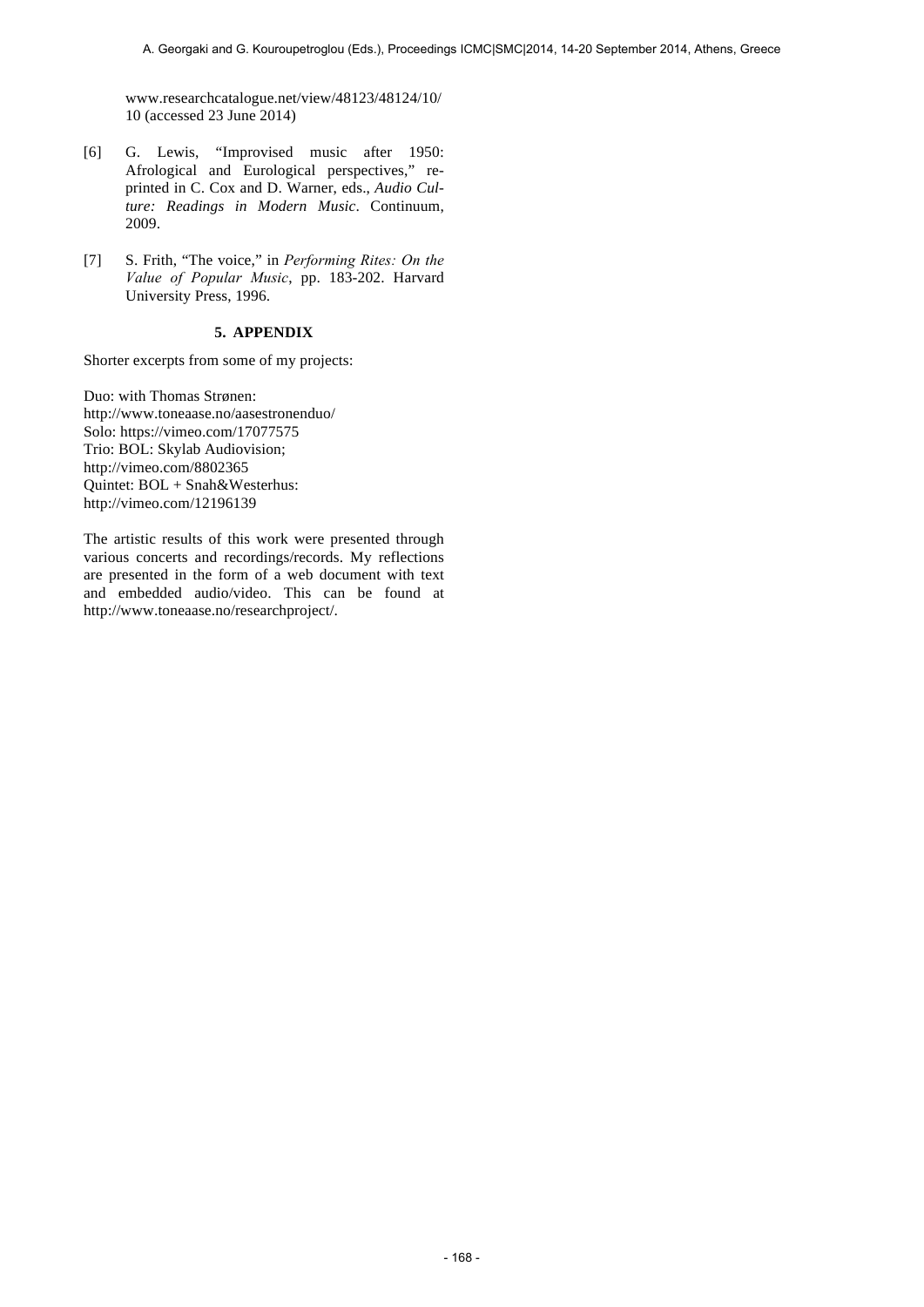www.researchcatalogue.net/view/48123/48124/10/10 (accessed 23 June 2014)

[6] G. Lewis, "Improvised music after 1950: Afrological and Eurological perspectives," reprinted in C. Cox and D. Warner, eds., *Audio Culture: Readings in Modern Music*. Continuum, 2009.

[7] S. Frith, "The voice," in *Performing Rites: On the Value of Popular Music*, pp. 183-202. Harvard University Press, 1996.

## 5. APPENDIX

Shorter excerpts from some of my projects:

Duo: with Thomas Strønen:
http://www.toneaase.no/aasestronenduo/
Solo: https://vimeo.com/17077575
Trio: BOL: Skylab Audiovision;
http://vimeo.com/8802365
Quintet: BOL + Snah&Westerhus:
http://vimeo.com/12196139

The artistic results of this work were presented through various concerts and recordings/records. My reflections are presented in the form of a web document with text and embedded audio/video. This can be found at http://www.toneaase.no/researchproject/.